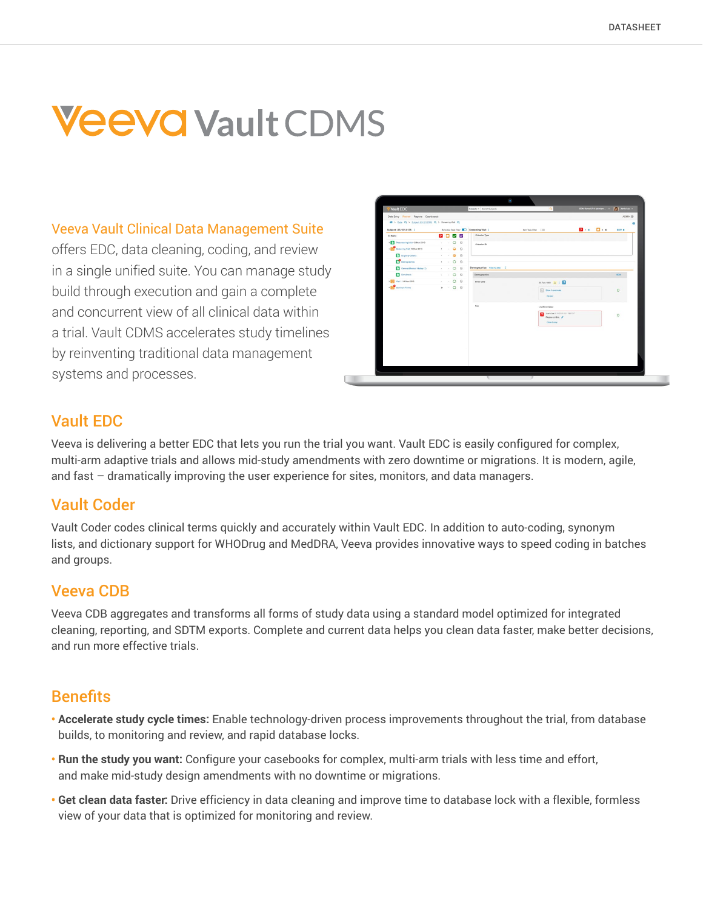# Veeva Vault CDMS

Veeva Vault Clinical Data Management Suite offers EDC, data cleaning, coding, and review in a single unified suite. You can manage study build through execution and gain a complete and concurrent view of all clinical data within a trial. Vault CDMS accelerates study timelines by reinventing traditional data management systems and processes.

## Vault EDC

Veeva is delivering a better EDC that lets you run the trial you want. Vault EDC is easily configured for complex, multi-arm adaptive trials and allows mid-study amendments with zero downtime or migrations. It is modern, agile, and fast – dramatically improving the user experience for sites, monitors, and data managers.

## Vault Coder

Vault Coder codes clinical terms quickly and accurately within Vault EDC. In addition to auto-coding, synonym lists, and dictionary support for WHODrug and MedDRA, Veeva provides innovative ways to speed coding in batches and groups.

## Veeva CDB

Veeva CDB aggregates and transforms all forms of study data using a standard model optimized for integrated cleaning, reporting, and SDTM exports. Complete and current data helps you clean data faster, make better decisions, and run more effective trials.

## Benefits

- **Accelerate study cycle times:** Enable technology-driven process improvements throughout the trial, from database builds, to monitoring and review, and rapid database locks.
- **Run the study you want:** Configure your casebooks for complex, multi-arm trials with less time and effort, and make mid-study design amendments with no downtime or migrations.
- **Get clean data faster:** Drive efficiency in data cleaning and improve time to database lock with a flexible, formless view of your data that is optimized for monitoring and review.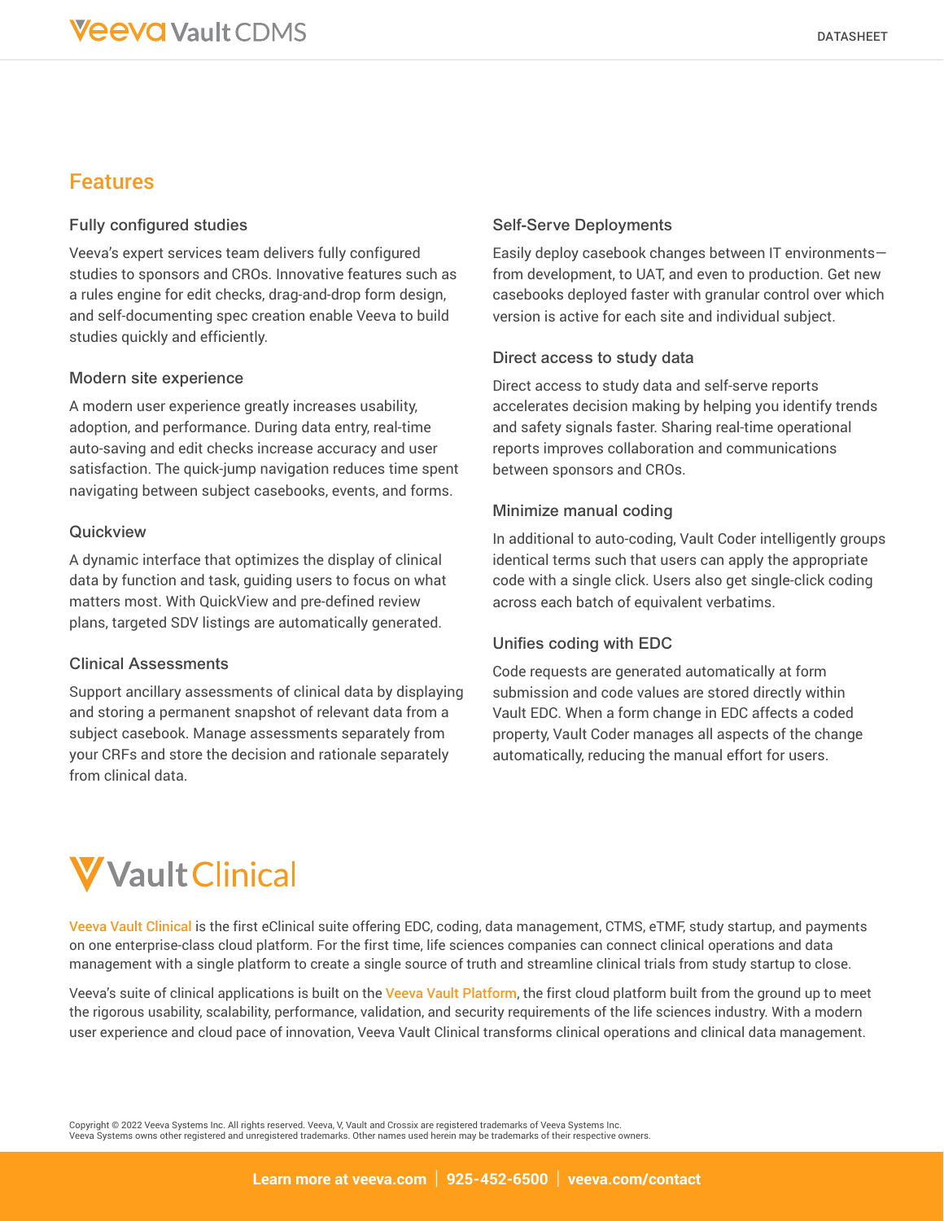## Features

### Fully configured studies

Veeva's expert services team delivers fully configured studies to sponsors and CROs. Innovative features such as a rules engine for edit checks, drag-and-drop form design, and self-documenting spec creation enable Veeva to build studies quickly and efficiently.

### Modern site experience

A modern user experience greatly increases usability, adoption, and performance. During data entry, real-time auto-saving and edit checks increase accuracy and user satisfaction. The quick-jump navigation reduces time spent navigating between subject casebooks, events, and forms.

### Quickview

A dynamic interface that optimizes the display of clinical data by function and task, guiding users to focus on what matters most. With QuickView and pre-defined review plans, targeted SDV listings are automatically generated.

### Clinical Assessments

Support ancillary assessments of clinical data by displaying and storing a permanent snapshot of relevant data from a subject casebook. Manage assessments separately from your CRFs and store the decision and rationale separately from clinical data.

### Self-Serve Deployments

Easily deploy casebook changes between IT environments—from development, to UAT, and even to production. Get new casebooks deployed faster with granular control over which version is active for each site and individual subject.

### Direct access to study data

Direct access to study data and self-serve reports accelerates decision making by helping you identify trends and safety signals faster. Sharing real-time operational reports improves collaboration and communications between sponsors and CROs.

### Minimize manual coding

In additional to auto-coding, Vault Coder intelligently groups identical terms such that users can apply the appropriate code with a single click. Users also get single-click coding across each batch of equivalent verbatims.

### Unifies coding with EDC

Code requests are generated automatically at form submission and code values are stored directly within Vault EDC. When a form change in EDC affects a coded property, Vault Coder manages all aspects of the change automatically, reducing the manual effort for users.

## Vault Clinical

Veeva Vault Clinical is the first eClinical suite offering EDC, coding, data management, CTMS, eTMF, study startup, and payments on one enterprise-class cloud platform. For the first time, life sciences companies can connect clinical operations and data management with a single platform to create a single source of truth and streamline clinical trials from study startup to close.

Veeva's suite of clinical applications is built on the Veeva Vault Platform, the first cloud platform built from the ground up to meet the rigorous usability, scalability, performance, validation, and security requirements of the life sciences industry. With a modern user experience and cloud pace of innovation, Veeva Vault Clinical transforms clinical operations and clinical data management.

Copyright © 2022 Veeva Systems Inc. All rights reserved. Veeva, V, Vault and Crossix are registered trademarks of Veeva Systems Inc.
Veeva Systems owns other registered and unregistered trademarks. Other names used herein may be trademarks of their respective owners.

**Learn more at veeva.com | 925-452-6500 | veeva.com/contact**